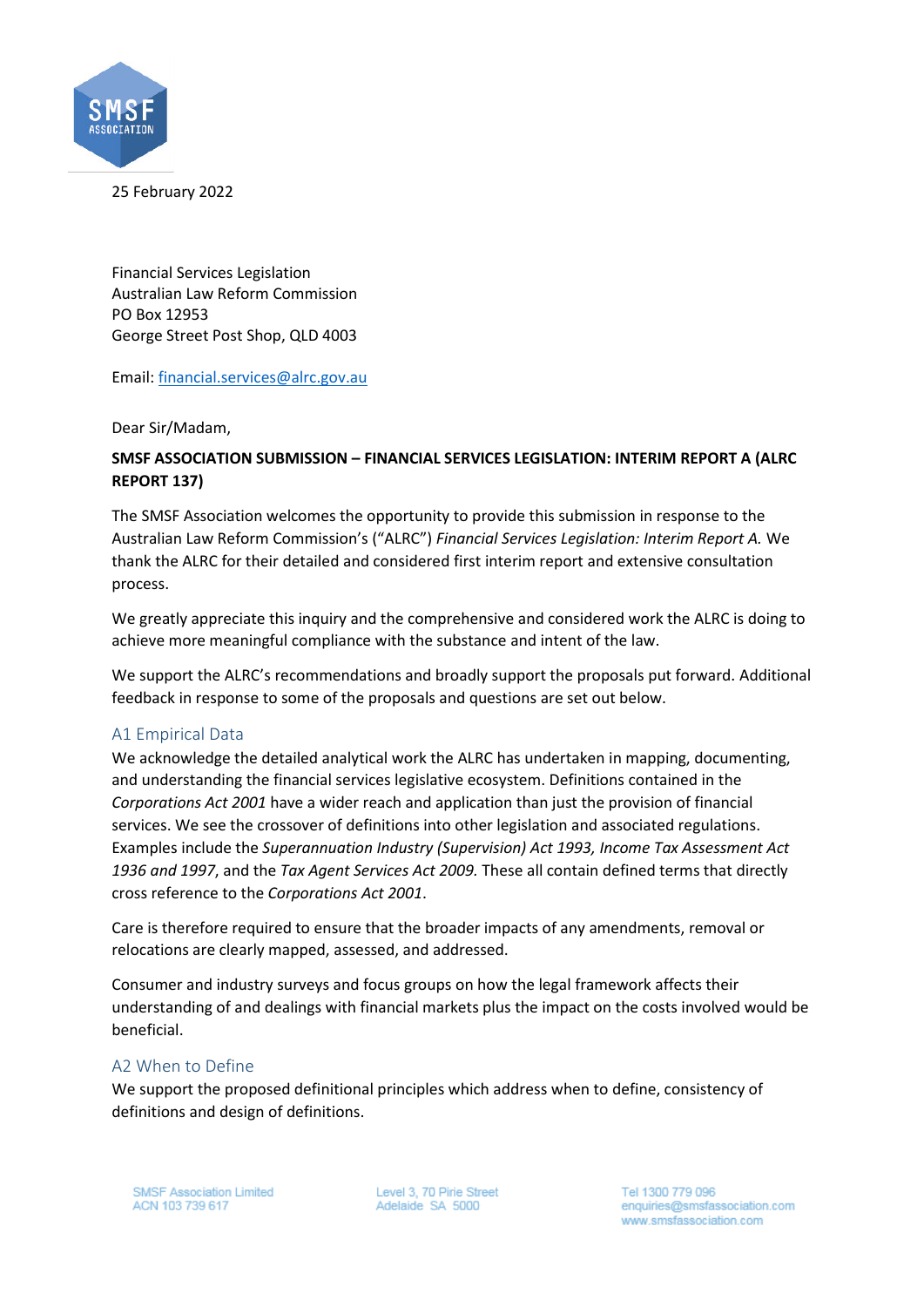25 February 2022

Financial Services Legislation
Australian Law Reform Commission
PO Box 12953
George Street Post Shop, QLD 4003

Email: financial.services@alrc.gov.au

Dear Sir/Madam,

**SMSF ASSOCIATION SUBMISSION – FINANCIAL SERVICES LEGISLATION: INTERIM REPORT A (ALRC REPORT 137)**

The SMSF Association welcomes the opportunity to provide this submission in response to the Australian Law Reform Commission's ("ALRC") *Financial Services Legislation: Interim Report A.* We thank the ALRC for their detailed and considered first interim report and extensive consultation process.

We greatly appreciate this inquiry and the comprehensive and considered work the ALRC is doing to achieve more meaningful compliance with the substance and intent of the law.

We support the ALRC's recommendations and broadly support the proposals put forward. Additional feedback in response to some of the proposals and questions are set out below.

## A1 Empirical Data

We acknowledge the detailed analytical work the ALRC has undertaken in mapping, documenting, and understanding the financial services legislative ecosystem. Definitions contained in the *Corporations Act 2001* have a wider reach and application than just the provision of financial services. We see the crossover of definitions into other legislation and associated regulations. Examples include the *Superannuation Industry (Supervision) Act 1993, Income Tax Assessment Act 1936 and 1997*, and the *Tax Agent Services Act 2009.* These all contain defined terms that directly cross reference to the *Corporations Act 2001*.

Care is therefore required to ensure that the broader impacts of any amendments, removal or relocations are clearly mapped, assessed, and addressed.

Consumer and industry surveys and focus groups on how the legal framework affects their understanding of and dealings with financial markets plus the impact on the costs involved would be beneficial.

## A2 When to Define

We support the proposed definitional principles which address when to define, consistency of definitions and design of definitions.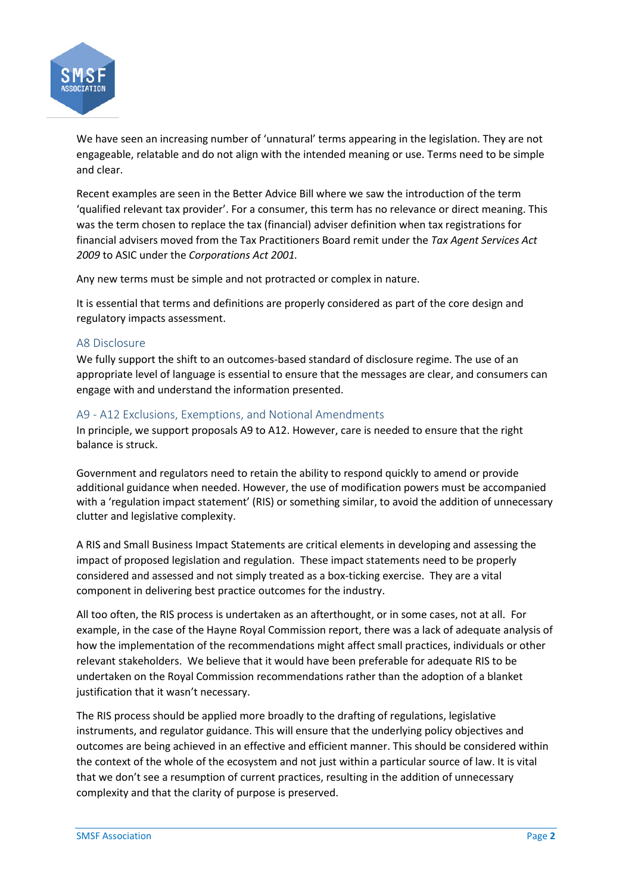We have seen an increasing number of 'unnatural' terms appearing in the legislation. They are not engageable, relatable and do not align with the intended meaning or use. Terms need to be simple and clear.

Recent examples are seen in the Better Advice Bill where we saw the introduction of the term 'qualified relevant tax provider'. For a consumer, this term has no relevance or direct meaning. This was the term chosen to replace the tax (financial) adviser definition when tax registrations for financial advisers moved from the Tax Practitioners Board remit under the *Tax Agent Services Act 2009* to ASIC under the *Corporations Act 2001.*

Any new terms must be simple and not protracted or complex in nature.

It is essential that terms and definitions are properly considered as part of the core design and regulatory impacts assessment.

## A8 Disclosure

We fully support the shift to an outcomes-based standard of disclosure regime. The use of an appropriate level of language is essential to ensure that the messages are clear, and consumers can engage with and understand the information presented.

## A9 - A12 Exclusions, Exemptions, and Notional Amendments

In principle, we support proposals A9 to A12. However, care is needed to ensure that the right balance is struck.

Government and regulators need to retain the ability to respond quickly to amend or provide additional guidance when needed. However, the use of modification powers must be accompanied with a 'regulation impact statement' (RIS) or something similar, to avoid the addition of unnecessary clutter and legislative complexity.

A RIS and Small Business Impact Statements are critical elements in developing and assessing the impact of proposed legislation and regulation. These impact statements need to be properly considered and assessed and not simply treated as a box-ticking exercise. They are a vital component in delivering best practice outcomes for the industry.

All too often, the RIS process is undertaken as an afterthought, or in some cases, not at all. For example, in the case of the Hayne Royal Commission report, there was a lack of adequate analysis of how the implementation of the recommendations might affect small practices, individuals or other relevant stakeholders. We believe that it would have been preferable for adequate RIS to be undertaken on the Royal Commission recommendations rather than the adoption of a blanket justification that it wasn't necessary.

The RIS process should be applied more broadly to the drafting of regulations, legislative instruments, and regulator guidance. This will ensure that the underlying policy objectives and outcomes are being achieved in an effective and efficient manner. This should be considered within the context of the whole of the ecosystem and not just within a particular source of law. It is vital that we don't see a resumption of current practices, resulting in the addition of unnecessary complexity and that the clarity of purpose is preserved.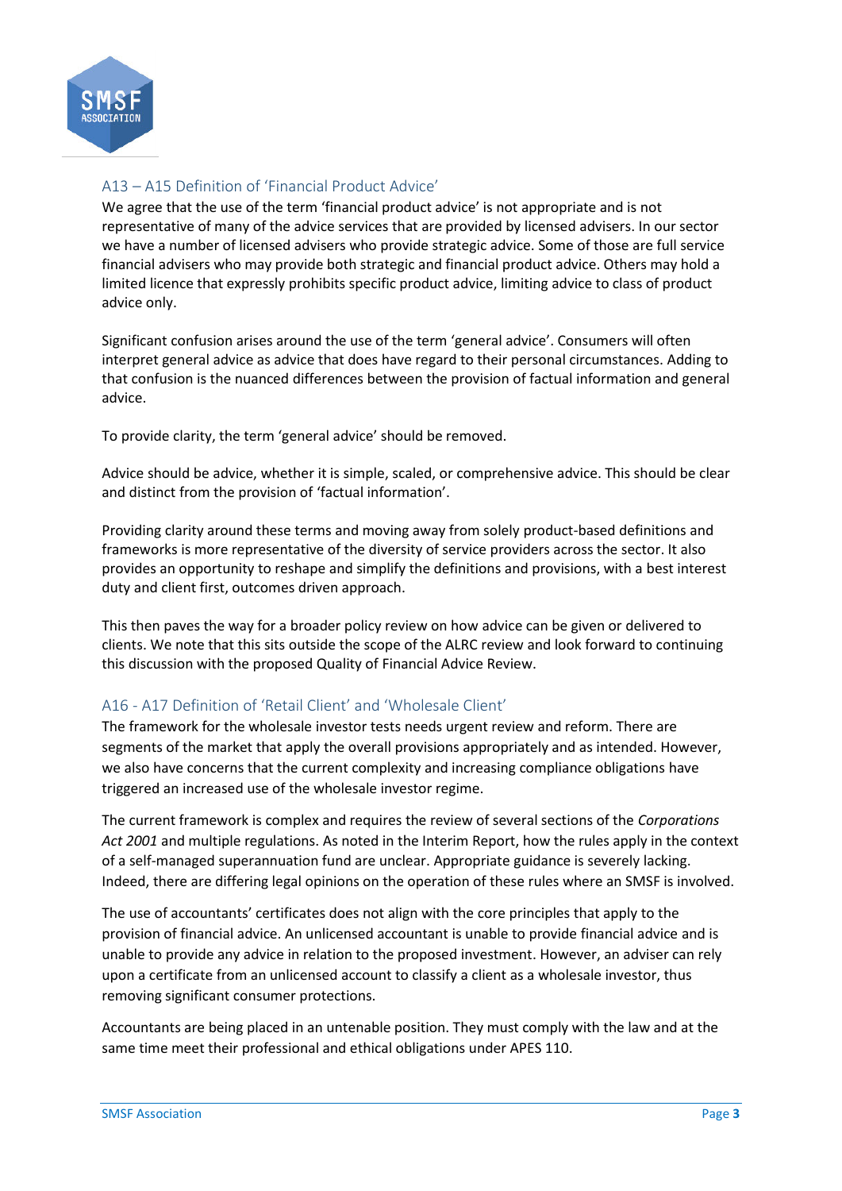## A13 – A15 Definition of 'Financial Product Advice'

We agree that the use of the term 'financial product advice' is not appropriate and is not representative of many of the advice services that are provided by licensed advisers. In our sector we have a number of licensed advisers who provide strategic advice. Some of those are full service financial advisers who may provide both strategic and financial product advice. Others may hold a limited licence that expressly prohibits specific product advice, limiting advice to class of product advice only.

Significant confusion arises around the use of the term 'general advice'. Consumers will often interpret general advice as advice that does have regard to their personal circumstances. Adding to that confusion is the nuanced differences between the provision of factual information and general advice.

To provide clarity, the term 'general advice' should be removed.

Advice should be advice, whether it is simple, scaled, or comprehensive advice. This should be clear and distinct from the provision of 'factual information'.

Providing clarity around these terms and moving away from solely product-based definitions and frameworks is more representative of the diversity of service providers across the sector. It also provides an opportunity to reshape and simplify the definitions and provisions, with a best interest duty and client first, outcomes driven approach.

This then paves the way for a broader policy review on how advice can be given or delivered to clients. We note that this sits outside the scope of the ALRC review and look forward to continuing this discussion with the proposed Quality of Financial Advice Review.

## A16 - A17 Definition of 'Retail Client' and 'Wholesale Client'

The framework for the wholesale investor tests needs urgent review and reform. There are segments of the market that apply the overall provisions appropriately and as intended. However, we also have concerns that the current complexity and increasing compliance obligations have triggered an increased use of the wholesale investor regime.

The current framework is complex and requires the review of several sections of the *Corporations Act 2001* and multiple regulations. As noted in the Interim Report, how the rules apply in the context of a self-managed superannuation fund are unclear. Appropriate guidance is severely lacking. Indeed, there are differing legal opinions on the operation of these rules where an SMSF is involved.

The use of accountants' certificates does not align with the core principles that apply to the provision of financial advice. An unlicensed accountant is unable to provide financial advice and is unable to provide any advice in relation to the proposed investment. However, an adviser can rely upon a certificate from an unlicensed account to classify a client as a wholesale investor, thus removing significant consumer protections.

Accountants are being placed in an untenable position. They must comply with the law and at the same time meet their professional and ethical obligations under APES 110.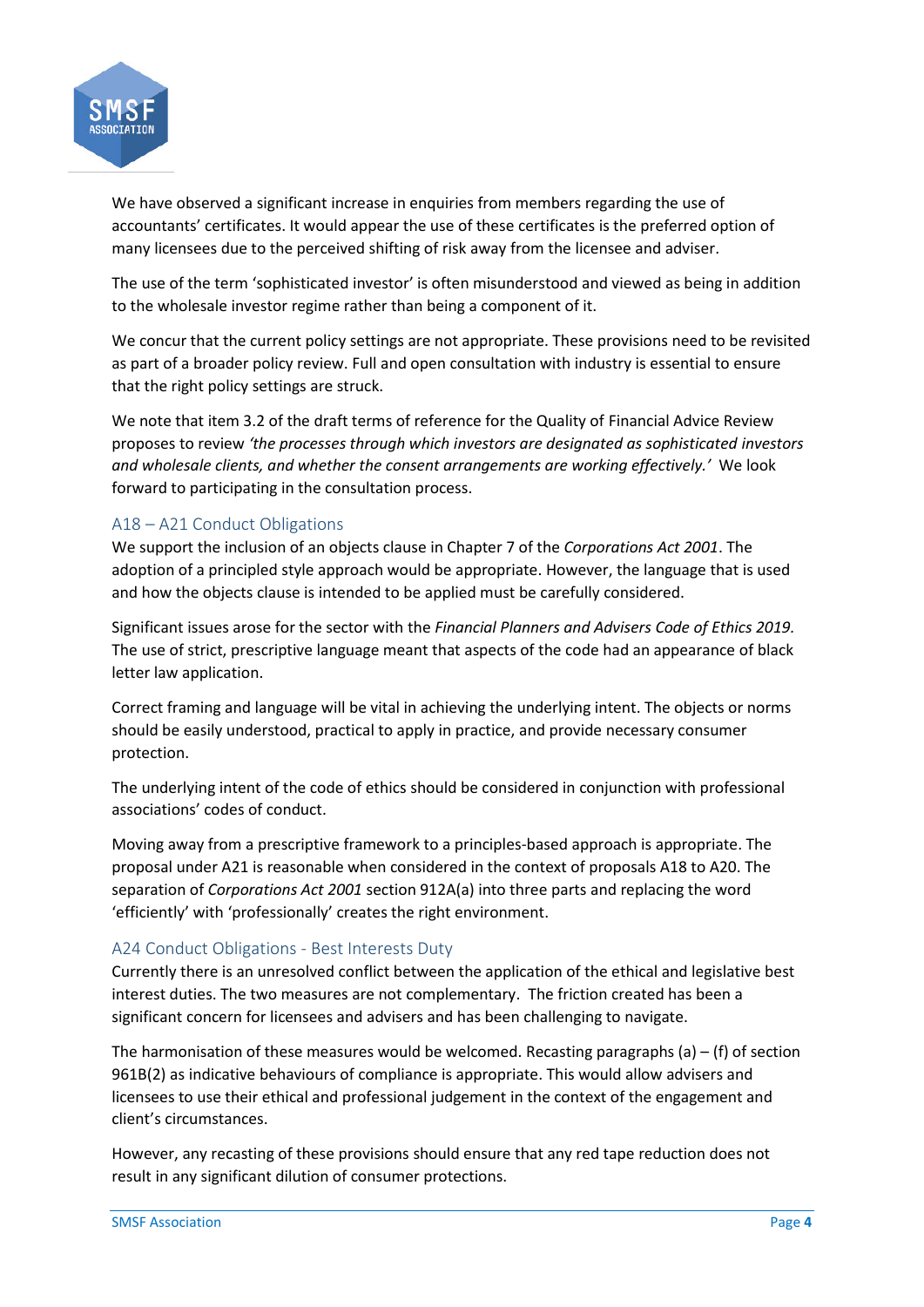We have observed a significant increase in enquiries from members regarding the use of accountants' certificates. It would appear the use of these certificates is the preferred option of many licensees due to the perceived shifting of risk away from the licensee and adviser.

The use of the term 'sophisticated investor' is often misunderstood and viewed as being in addition to the wholesale investor regime rather than being a component of it.

We concur that the current policy settings are not appropriate. These provisions need to be revisited as part of a broader policy review. Full and open consultation with industry is essential to ensure that the right policy settings are struck.

We note that item 3.2 of the draft terms of reference for the Quality of Financial Advice Review proposes to review *'the processes through which investors are designated as sophisticated investors and wholesale clients, and whether the consent arrangements are working effectively.'* We look forward to participating in the consultation process.

## A18 – A21 Conduct Obligations

We support the inclusion of an objects clause in Chapter 7 of the *Corporations Act 2001*. The adoption of a principled style approach would be appropriate. However, the language that is used and how the objects clause is intended to be applied must be carefully considered.

Significant issues arose for the sector with the *Financial Planners and Advisers Code of Ethics 2019*. The use of strict, prescriptive language meant that aspects of the code had an appearance of black letter law application.

Correct framing and language will be vital in achieving the underlying intent. The objects or norms should be easily understood, practical to apply in practice, and provide necessary consumer protection.

The underlying intent of the code of ethics should be considered in conjunction with professional associations' codes of conduct.

Moving away from a prescriptive framework to a principles-based approach is appropriate. The proposal under A21 is reasonable when considered in the context of proposals A18 to A20. The separation of *Corporations Act 2001* section 912A(a) into three parts and replacing the word 'efficiently' with 'professionally' creates the right environment.

## A24 Conduct Obligations - Best Interests Duty

Currently there is an unresolved conflict between the application of the ethical and legislative best interest duties. The two measures are not complementary. The friction created has been a significant concern for licensees and advisers and has been challenging to navigate.

The harmonisation of these measures would be welcomed. Recasting paragraphs (a) – (f) of section 961B(2) as indicative behaviours of compliance is appropriate. This would allow advisers and licensees to use their ethical and professional judgement in the context of the engagement and client's circumstances.

However, any recasting of these provisions should ensure that any red tape reduction does not result in any significant dilution of consumer protections.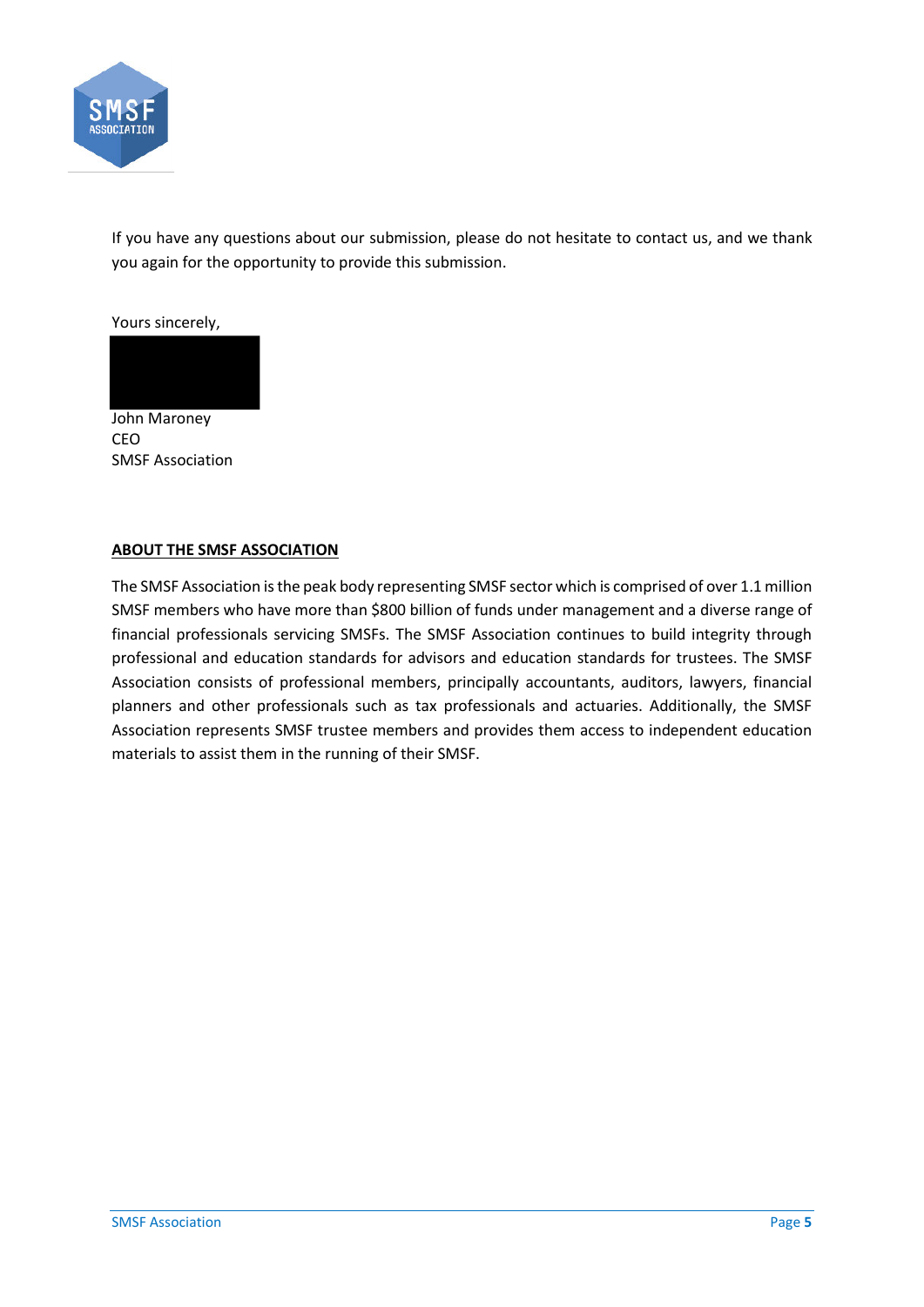If you have any questions about our submission, please do not hesitate to contact us, and we thank you again for the opportunity to provide this submission.

Yours sincerely,

John Maroney
CEO
SMSF Association

## ABOUT THE SMSF ASSOCIATION

The SMSF Association is the peak body representing SMSF sector which is comprised of over 1.1 million SMSF members who have more than $800 billion of funds under management and a diverse range of financial professionals servicing SMSFs. The SMSF Association continues to build integrity through professional and education standards for advisors and education standards for trustees. The SMSF Association consists of professional members, principally accountants, auditors, lawyers, financial planners and other professionals such as tax professionals and actuaries. Additionally, the SMSF Association represents SMSF trustee members and provides them access to independent education materials to assist them in the running of their SMSF.